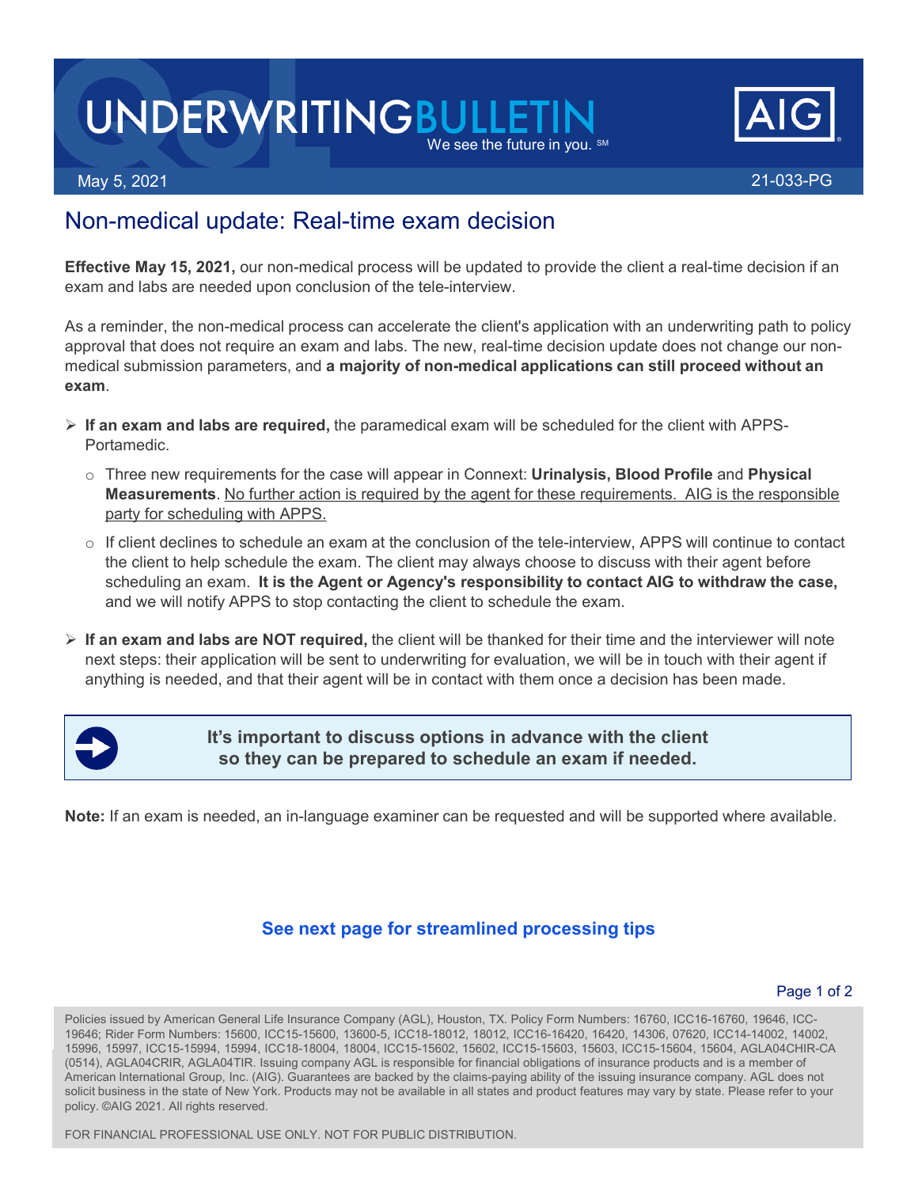# UNDERWRITINGBULLETIN

We see the future in you.℠

AIG

May 5, 2021 21-033-PG

## Non-medical update: Real-time exam decision

**Effective May 15, 2021,** our non-medical process will be updated to provide the client a real-time decision if an exam and labs are needed upon conclusion of the tele-interview.

As a reminder, the non-medical process can accelerate the client's application with an underwriting path to policy approval that does not require an exam and labs. The new, real-time decision update does not change our non-medical submission parameters, and **a majority of non-medical applications can still proceed without an exam**.

- **If an exam and labs are required,** the paramedical exam will be scheduled for the client with APPS-Portamedic.
  - Three new requirements for the case will appear in Connext: **Urinalysis, Blood Profile** and **Physical Measurements**. No further action is required by the agent for these requirements. AIG is the responsible party for scheduling with APPS.
  - If client declines to schedule an exam at the conclusion of the tele-interview, APPS will continue to contact the client to help schedule the exam. The client may always choose to discuss with their agent before scheduling an exam. **It is the Agent or Agency's responsibility to contact AIG to withdraw the case,** and we will notify APPS to stop contacting the client to schedule the exam.
- **If an exam and labs are NOT required,** the client will be thanked for their time and the interviewer will note next steps: their application will be sent to underwriting for evaluation, we will be in touch with their agent if anything is needed, and that their agent will be in contact with them once a decision has been made.

**It's important to discuss options in advance with the client so they can be prepared to schedule an exam if needed.**

**Note:** If an exam is needed, an in-language examiner can be requested and will be supported where available.

**See next page for streamlined processing tips**

Policies issued by American General Life Insurance Company (AGL), Houston, TX. Policy Form Numbers: 16760, ICC16-16760, 19646, ICC-19646; Rider Form Numbers: 15600, ICC15-15600, 13600-5, ICC18-18012, 18012, ICC16-16420, 16420, 14306, 07620, ICC14-14002, 14002, 15996, 15997, ICC15-15994, 15994, ICC18-18004, 18004, ICC15-15602, 15602, ICC15-15603, 15603, ICC15-15604, 15604, AGLA04CHIR-CA (0514), AGLA04CRIR, AGLA04TIR. Issuing company AGL is responsible for financial obligations of insurance products and is a member of American International Group, Inc. (AIG). Guarantees are backed by the claims-paying ability of the issuing insurance company. AGL does not solicit business in the state of New York. Products may not be available in all states and product features may vary by state. Please refer to your policy. ©AIG 2021. All rights reserved.

FOR FINANCIAL PROFESSIONAL USE ONLY. NOT FOR PUBLIC DISTRIBUTION.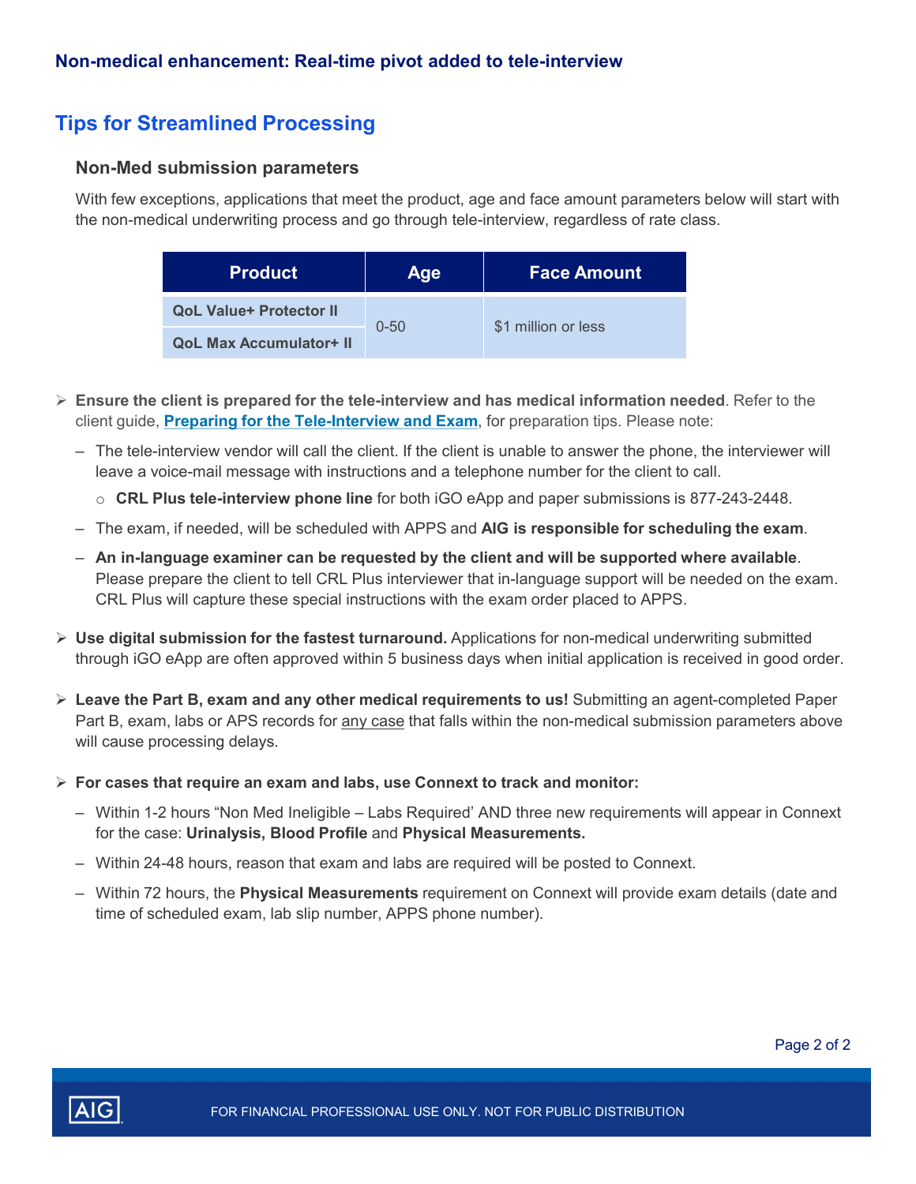**Non-medical enhancement: Real-time pivot added to tele-interview**

## Tips for Streamlined Processing

### Non-Med submission parameters

With few exceptions, applications that meet the product, age and face amount parameters below will start with the non-medical underwriting process and go through tele-interview, regardless of rate class.

| Product | Age | Face Amount |
|---|---|---|
| **QoL Value+ Protector II** | 0-50 | $1 million or less |
| **QoL Max Accumulator+ II** | | |

- **Ensure the client is prepared for the tele-interview and has medical information needed**. Refer to the client guide, **Preparing for the Tele-Interview and Exam**, for preparation tips. Please note:
  - The tele-interview vendor will call the client. If the client is unable to answer the phone, the interviewer will leave a voice-mail message with instructions and a telephone number for the client to call.
    - **CRL Plus tele-interview phone line** for both iGO eApp and paper submissions is 877-243-2448.
  - The exam, if needed, will be scheduled with APPS and **AIG is responsible for scheduling the exam**.
  - **An in-language examiner can be requested by the client and will be supported where available**. Please prepare the client to tell CRL Plus interviewer that in-language support will be needed on the exam. CRL Plus will capture these special instructions with the exam order placed to APPS.

- **Use digital submission for the fastest turnaround.** Applications for non-medical underwriting submitted through iGO eApp are often approved within 5 business days when initial application is received in good order.

- **Leave the Part B, exam and any other medical requirements to us!** Submitting an agent-completed Paper Part B, exam, labs or APS records for any case that falls within the non-medical submission parameters above will cause processing delays.

- **For cases that require an exam and labs, use Connext to track and monitor:**
  - Within 1-2 hours "Non Med Ineligible – Labs Required' AND three new requirements will appear in Connext for the case: **Urinalysis, Blood Profile** and **Physical Measurements.**
  - Within 24-48 hours, reason that exam and labs are required will be posted to Connext.
  - Within 72 hours, the **Physical Measurements** requirement on Connext will provide exam details (date and time of scheduled exam, lab slip number, APPS phone number).

FOR FINANCIAL PROFESSIONAL USE ONLY. NOT FOR PUBLIC DISTRIBUTION